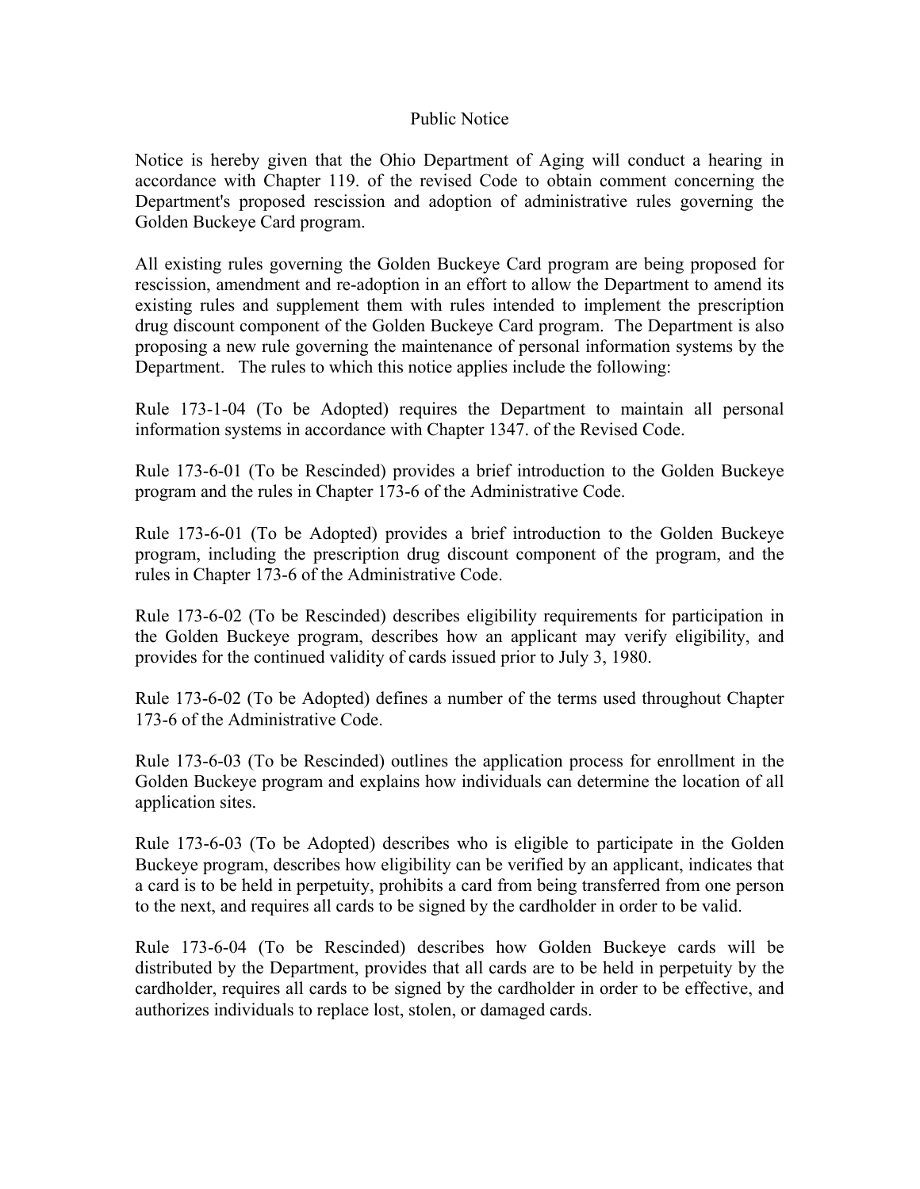# Public Notice

Notice is hereby given that the Ohio Department of Aging will conduct a hearing in accordance with Chapter 119. of the revised Code to obtain comment concerning the Department's proposed rescission and adoption of administrative rules governing the Golden Buckeye Card program.

All existing rules governing the Golden Buckeye Card program are being proposed for rescission, amendment and re-adoption in an effort to allow the Department to amend its existing rules and supplement them with rules intended to implement the prescription drug discount component of the Golden Buckeye Card program. The Department is also proposing a new rule governing the maintenance of personal information systems by the Department. The rules to which this notice applies include the following:

Rule 173-1-04 (To be Adopted) requires the Department to maintain all personal information systems in accordance with Chapter 1347. of the Revised Code.

Rule 173-6-01 (To be Rescinded) provides a brief introduction to the Golden Buckeye program and the rules in Chapter 173-6 of the Administrative Code.

Rule 173-6-01 (To be Adopted) provides a brief introduction to the Golden Buckeye program, including the prescription drug discount component of the program, and the rules in Chapter 173-6 of the Administrative Code.

Rule 173-6-02 (To be Rescinded) describes eligibility requirements for participation in the Golden Buckeye program, describes how an applicant may verify eligibility, and provides for the continued validity of cards issued prior to July 3, 1980.

Rule 173-6-02 (To be Adopted) defines a number of the terms used throughout Chapter 173-6 of the Administrative Code.

Rule 173-6-03 (To be Rescinded) outlines the application process for enrollment in the Golden Buckeye program and explains how individuals can determine the location of all application sites.

Rule 173-6-03 (To be Adopted) describes who is eligible to participate in the Golden Buckeye program, describes how eligibility can be verified by an applicant, indicates that a card is to be held in perpetuity, prohibits a card from being transferred from one person to the next, and requires all cards to be signed by the cardholder in order to be valid.

Rule 173-6-04 (To be Rescinded) describes how Golden Buckeye cards will be distributed by the Department, provides that all cards are to be held in perpetuity by the cardholder, requires all cards to be signed by the cardholder in order to be effective, and authorizes individuals to replace lost, stolen, or damaged cards.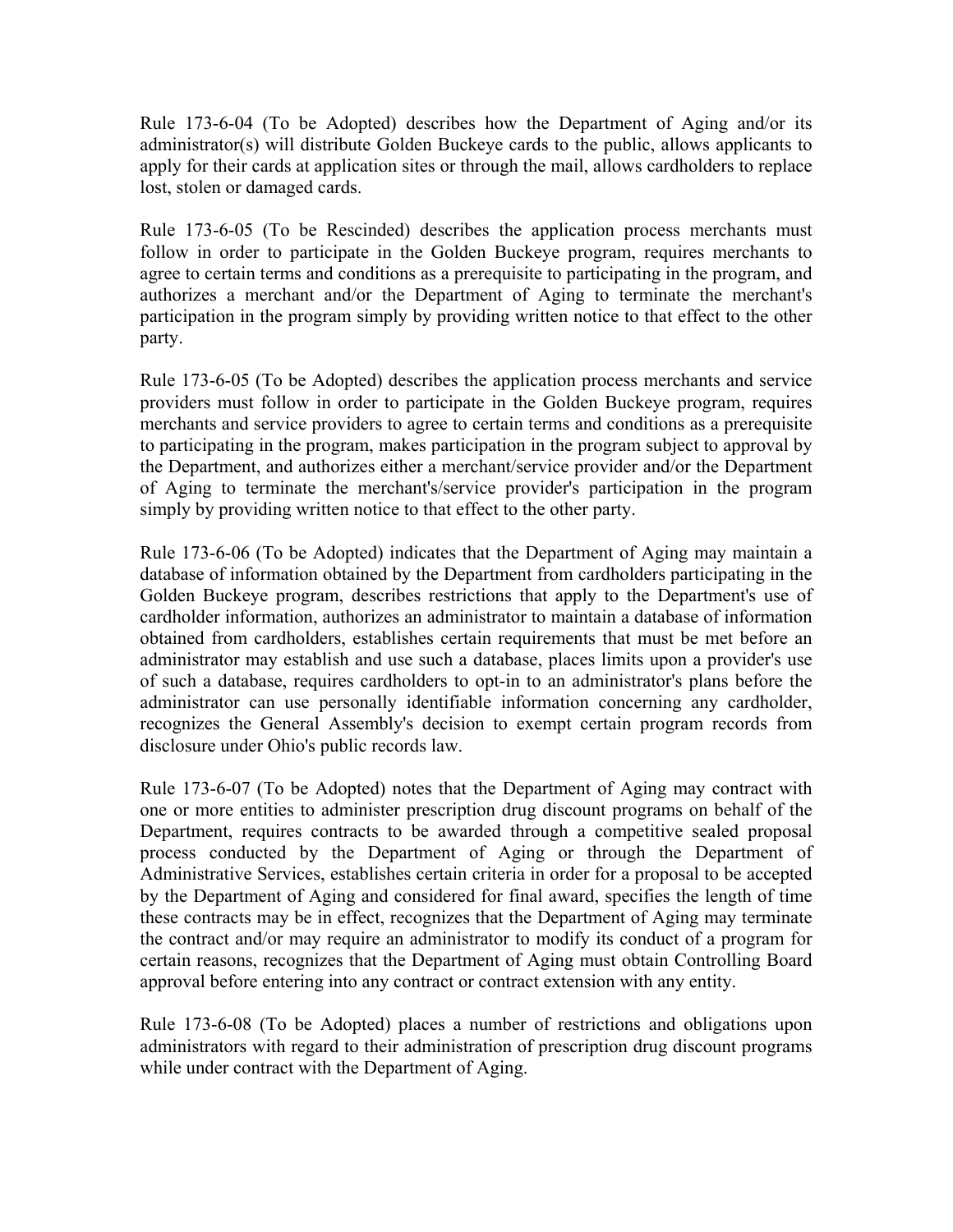Rule 173-6-04 (To be Adopted) describes how the Department of Aging and/or its administrator(s) will distribute Golden Buckeye cards to the public, allows applicants to apply for their cards at application sites or through the mail, allows cardholders to replace lost, stolen or damaged cards.

Rule 173-6-05 (To be Rescinded) describes the application process merchants must follow in order to participate in the Golden Buckeye program, requires merchants to agree to certain terms and conditions as a prerequisite to participating in the program, and authorizes a merchant and/or the Department of Aging to terminate the merchant's participation in the program simply by providing written notice to that effect to the other party.

Rule 173-6-05 (To be Adopted) describes the application process merchants and service providers must follow in order to participate in the Golden Buckeye program, requires merchants and service providers to agree to certain terms and conditions as a prerequisite to participating in the program, makes participation in the program subject to approval by the Department, and authorizes either a merchant/service provider and/or the Department of Aging to terminate the merchant's/service provider's participation in the program simply by providing written notice to that effect to the other party.

Rule 173-6-06 (To be Adopted) indicates that the Department of Aging may maintain a database of information obtained by the Department from cardholders participating in the Golden Buckeye program, describes restrictions that apply to the Department's use of cardholder information, authorizes an administrator to maintain a database of information obtained from cardholders, establishes certain requirements that must be met before an administrator may establish and use such a database, places limits upon a provider's use of such a database, requires cardholders to opt-in to an administrator's plans before the administrator can use personally identifiable information concerning any cardholder, recognizes the General Assembly's decision to exempt certain program records from disclosure under Ohio's public records law.

Rule 173-6-07 (To be Adopted) notes that the Department of Aging may contract with one or more entities to administer prescription drug discount programs on behalf of the Department, requires contracts to be awarded through a competitive sealed proposal process conducted by the Department of Aging or through the Department of Administrative Services, establishes certain criteria in order for a proposal to be accepted by the Department of Aging and considered for final award, specifies the length of time these contracts may be in effect, recognizes that the Department of Aging may terminate the contract and/or may require an administrator to modify its conduct of a program for certain reasons, recognizes that the Department of Aging must obtain Controlling Board approval before entering into any contract or contract extension with any entity.

Rule 173-6-08 (To be Adopted) places a number of restrictions and obligations upon administrators with regard to their administration of prescription drug discount programs while under contract with the Department of Aging.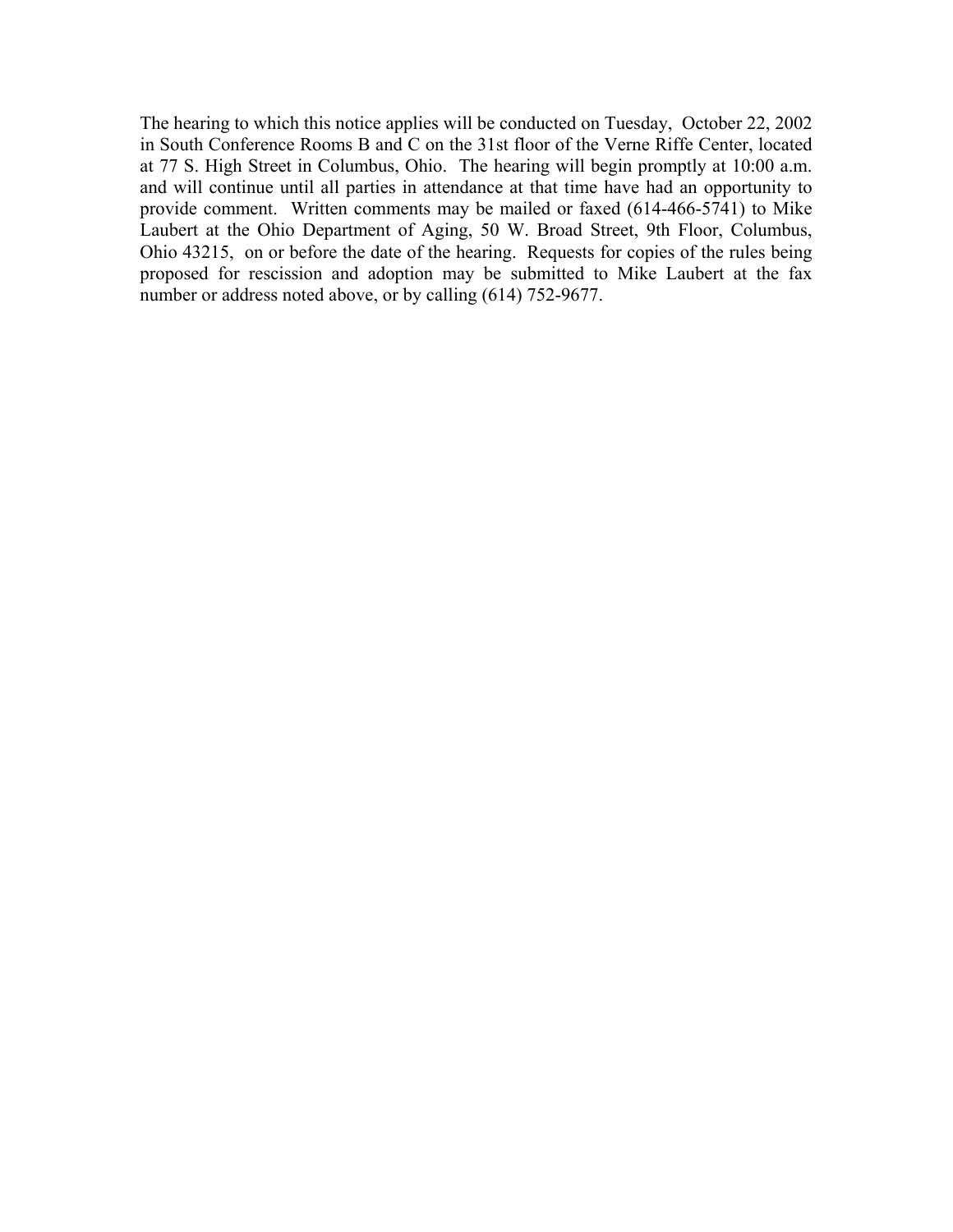The hearing to which this notice applies will be conducted on Tuesday, October 22, 2002 in South Conference Rooms B and C on the 31st floor of the Verne Riffe Center, located at 77 S. High Street in Columbus, Ohio. The hearing will begin promptly at 10:00 a.m. and will continue until all parties in attendance at that time have had an opportunity to provide comment. Written comments may be mailed or faxed (614-466-5741) to Mike Laubert at the Ohio Department of Aging, 50 W. Broad Street, 9th Floor, Columbus, Ohio 43215, on or before the date of the hearing. Requests for copies of the rules being proposed for rescission and adoption may be submitted to Mike Laubert at the fax number or address noted above, or by calling (614) 752-9677.